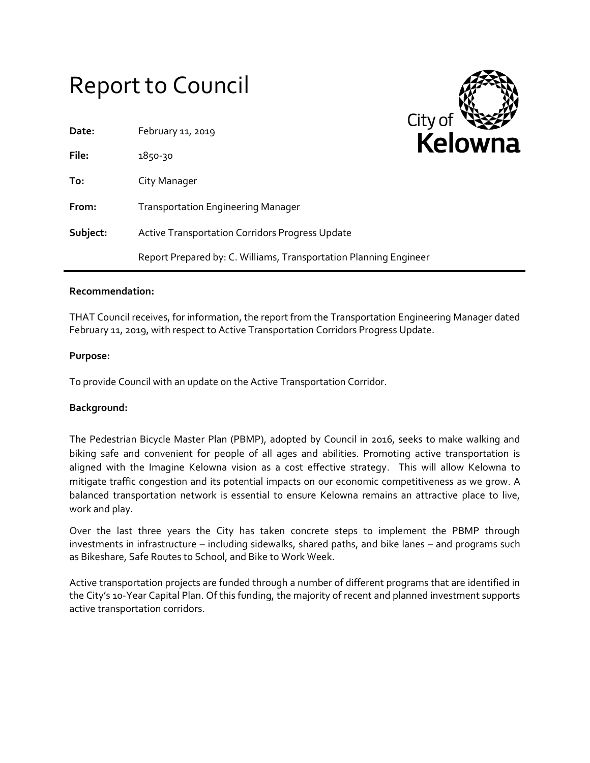# Report to Council

**Date:** February 11, 2019

**File:** 1850-30

**To:** City Manager

**From:** Transportation Engineering Manager

**Subject:** Active Transportation Corridors Progress Update

Report Prepared by: C. Williams, Transportation Planning Engineer

---

**Recommendation:**

THAT Council receives, for information, the report from the Transportation Engineering Manager dated February 11, 2019, with respect to Active Transportation Corridors Progress Update.

**Purpose:**

To provide Council with an update on the Active Transportation Corridor.

**Background:**

The Pedestrian Bicycle Master Plan (PBMP), adopted by Council in 2016, seeks to make walking and biking safe and convenient for people of all ages and abilities. Promoting active transportation is aligned with the Imagine Kelowna vision as a cost effective strategy. This will allow Kelowna to mitigate traffic congestion and its potential impacts on our economic competitiveness as we grow. A balanced transportation network is essential to ensure Kelowna remains an attractive place to live, work and play.

Over the last three years the City has taken concrete steps to implement the PBMP through investments in infrastructure – including sidewalks, shared paths, and bike lanes – and programs such as Bikeshare, Safe Routes to School, and Bike to Work Week.

Active transportation projects are funded through a number of different programs that are identified in the City's 10-Year Capital Plan. Of this funding, the majority of recent and planned investment supports active transportation corridors.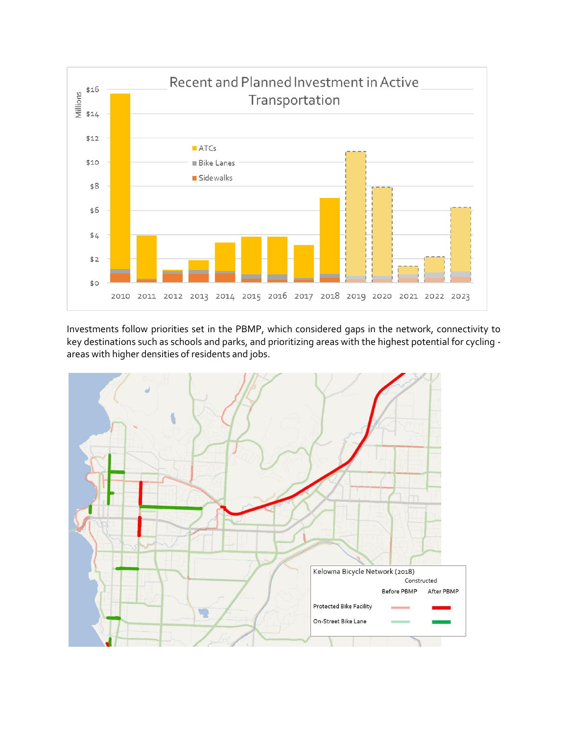Investments follow priorities set in the PBMP, which considered gaps in the network, connectivity to key destinations such as schools and parks, and prioritizing areas with the highest potential for cycling - areas with higher densities of residents and jobs.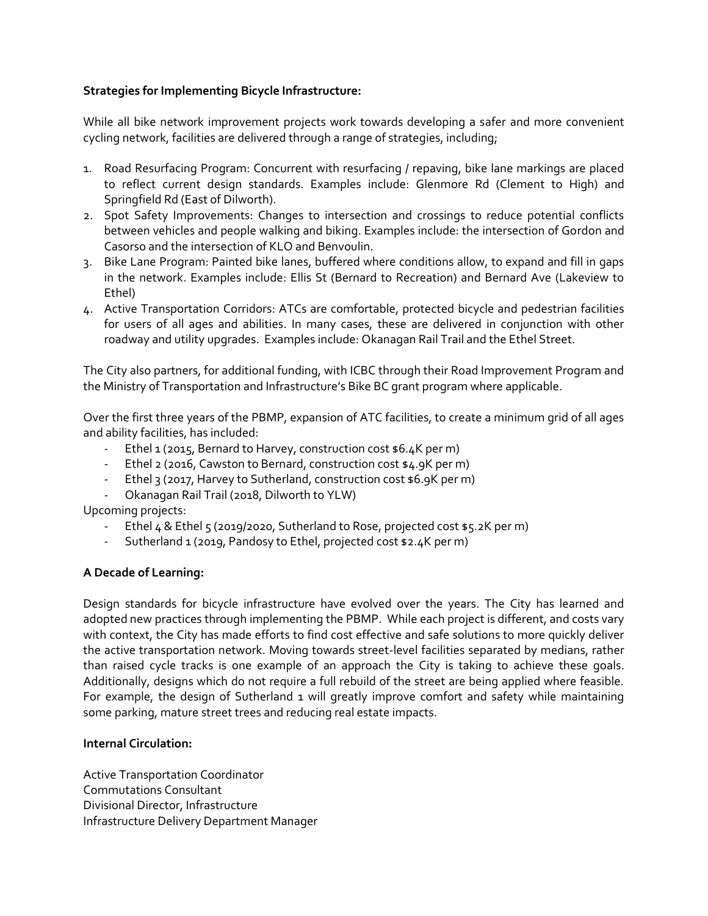**Strategies for Implementing Bicycle Infrastructure:**

While all bike network improvement projects work towards developing a safer and more convenient cycling network, facilities are delivered through a range of strategies, including;

1. Road Resurfacing Program: Concurrent with resurfacing / repaving, bike lane markings are placed to reflect current design standards. Examples include: Glenmore Rd (Clement to High) and Springfield Rd (East of Dilworth).
2. Spot Safety Improvements: Changes to intersection and crossings to reduce potential conflicts between vehicles and people walking and biking. Examples include: the intersection of Gordon and Casorso and the intersection of KLO and Benvoulin.
3. Bike Lane Program: Painted bike lanes, buffered where conditions allow, to expand and fill in gaps in the network. Examples include: Ellis St (Bernard to Recreation) and Bernard Ave (Lakeview to Ethel)
4. Active Transportation Corridors: ATCs are comfortable, protected bicycle and pedestrian facilities for users of all ages and abilities. In many cases, these are delivered in conjunction with other roadway and utility upgrades. Examples include: Okanagan Rail Trail and the Ethel Street.

The City also partners, for additional funding, with ICBC through their Road Improvement Program and the Ministry of Transportation and Infrastructure's Bike BC grant program where applicable.

Over the first three years of the PBMP, expansion of ATC facilities, to create a minimum grid of all ages and ability facilities, has included:

- Ethel 1 (2015, Bernard to Harvey, construction cost $6.4K per m)
- Ethel 2 (2016, Cawston to Bernard, construction cost $4.9K per m)
- Ethel 3 (2017, Harvey to Sutherland, construction cost $6.9K per m)
- Okanagan Rail Trail (2018, Dilworth to YLW)

Upcoming projects:

- Ethel 4 & Ethel 5 (2019/2020, Sutherland to Rose, projected cost $5.2K per m)
- Sutherland 1 (2019, Pandosy to Ethel, projected cost $2.4K per m)

**A Decade of Learning:**

Design standards for bicycle infrastructure have evolved over the years. The City has learned and adopted new practices through implementing the PBMP. While each project is different, and costs vary with context, the City has made efforts to find cost effective and safe solutions to more quickly deliver the active transportation network. Moving towards street-level facilities separated by medians, rather than raised cycle tracks is one example of an approach the City is taking to achieve these goals. Additionally, designs which do not require a full rebuild of the street are being applied where feasible. For example, the design of Sutherland 1 will greatly improve comfort and safety while maintaining some parking, mature street trees and reducing real estate impacts.

**Internal Circulation:**

Active Transportation Coordinator
Commutations Consultant
Divisional Director, Infrastructure
Infrastructure Delivery Department Manager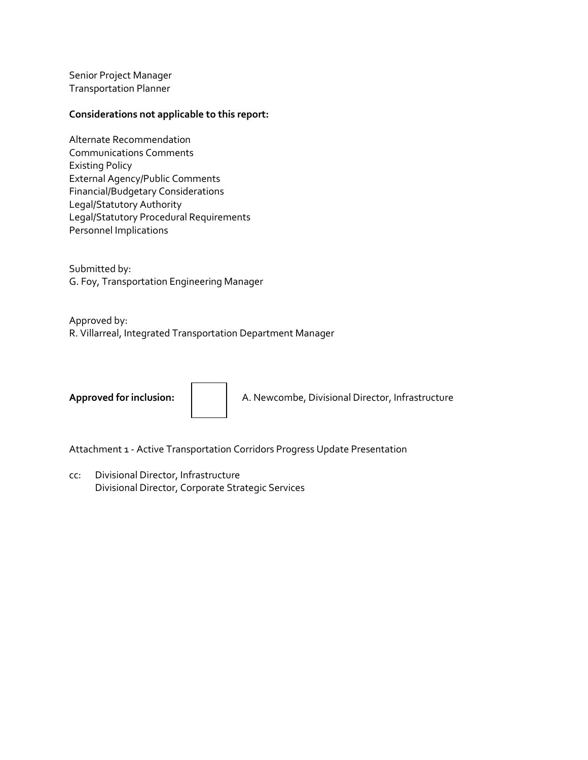Senior Project Manager
Transportation Planner

**Considerations not applicable to this report:**

Alternate Recommendation
Communications Comments
Existing Policy
External Agency/Public Comments
Financial/Budgetary Considerations
Legal/Statutory Authority
Legal/Statutory Procedural Requirements
Personnel Implications

Submitted by:
G. Foy, Transportation Engineering Manager

Approved by:
R. Villarreal, Integrated Transportation Department Manager

**Approved for inclusion:** A. Newcombe, Divisional Director, Infrastructure

Attachment 1 - Active Transportation Corridors Progress Update Presentation

cc: Divisional Director, Infrastructure
Divisional Director, Corporate Strategic Services